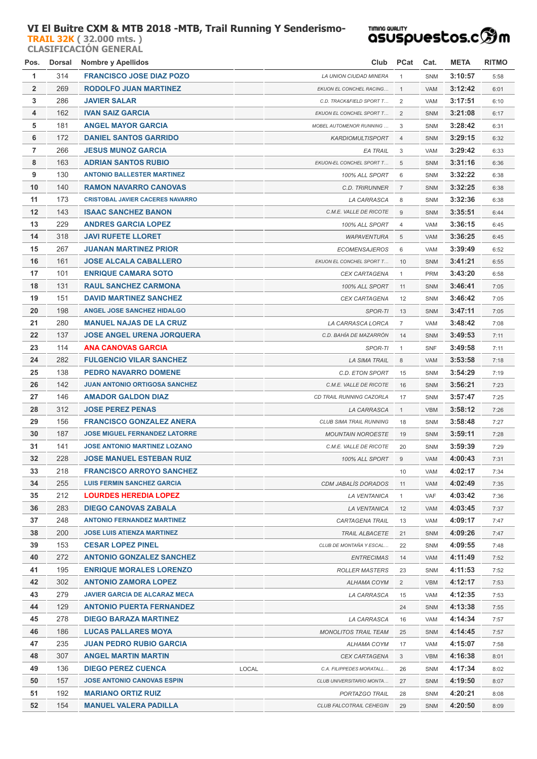# VI El Buitre CXM & MTB 2018 -MTB, Trail Running Y Senderismo-

**TRAIL 32K** ( 32.000 mts. )

**CLASIFICACIÓN GENERAL**

asuspuestos.com

| Pos. | Dorsal | Nombre y Apellidos | | Club | PCat | Cat. | META | RITMO |
|---|---|---|---|---|---|---|---|---|
| 1 | 314 | FRANCISCO JOSE DIAZ POZO | | LA UNION CIUDAD MINERA | 1 | SNM | 3:10:57 | 5:58 |
| 2 | 269 | RODOLFO JUAN MARTINEZ | | EKUON EL CONCHEL RACING... | 1 | VAM | 3:12:42 | 6:01 |
| 3 | 286 | JAVIER SALAR | | C.D. TRACK&FIELD SPORT T... | 2 | VAM | 3:17:51 | 6:10 |
| 4 | 162 | IVAN SAIZ GARCIA | | EKUON EL CONCHEL SPORT T... | 2 | SNM | 3:21:08 | 6:17 |
| 5 | 181 | ANGEL MAYOR GARCIA | | MOBEL AUTOMENOR RUNNING ... | 3 | SNM | 3:28:42 | 6:31 |
| 6 | 172 | DANIEL SANTOS GARRIDO | | KARDIOMULTISPORT | 4 | SNM | 3:29:15 | 6:32 |
| 7 | 266 | JESUS MUNOZ GARCIA | | EA TRAIL | 3 | VAM | 3:29:42 | 6:33 |
| 8 | 163 | ADRIAN SANTOS RUBIO | | EKUON-EL CONCHEL SPORT T... | 5 | SNM | 3:31:16 | 6:36 |
| 9 | 130 | ANTONIO BALLESTER MARTINEZ | | 100% ALL SPORT | 6 | SNM | 3:32:22 | 6:38 |
| 10 | 140 | RAMON NAVARRO CANOVAS | | C.D. TRIRUNNER | 7 | SNM | 3:32:25 | 6:38 |
| 11 | 173 | CRISTOBAL JAVIER CACERES NAVARRO | | LA CARRASCA | 8 | SNM | 3:32:36 | 6:38 |
| 12 | 143 | ISAAC SANCHEZ BANON | | C.M.E. VALLE DE RICOTE | 9 | SNM | 3:35:51 | 6:44 |
| 13 | 229 | ANDRES GARCIA LOPEZ | | 100% ALL SPORT | 4 | VAM | 3:36:15 | 6:45 |
| 14 | 318 | JAVI RUFETE LLORET | | WAPAVENTURA | 5 | VAM | 3:36:25 | 6:45 |
| 15 | 267 | JUANAN MARTINEZ PRIOR | | ECOMENSAJEROS | 6 | VAM | 3:39:49 | 6:52 |
| 16 | 161 | JOSE ALCALA CABALLERO | | EKUON EL CONCHEL SPORT T... | 10 | SNM | 3:41:21 | 6:55 |
| 17 | 101 | ENRIQUE CAMARA SOTO | | CEX CARTAGENA | 1 | PRM | 3:43:20 | 6:58 |
| 18 | 131 | RAUL SANCHEZ CARMONA | | 100% ALL SPORT | 11 | SNM | 3:46:41 | 7:05 |
| 19 | 151 | DAVID MARTINEZ SANCHEZ | | CEX CARTAGENA | 12 | SNM | 3:46:42 | 7:05 |
| 20 | 198 | ANGEL JOSE SANCHEZ HIDALGO | | SPOR-TI | 13 | SNM | 3:47:11 | 7:05 |
| 21 | 280 | MANUEL NAJAS DE LA CRUZ | | LA CARRASCA LORCA | 7 | VAM | 3:48:42 | 7:08 |
| 22 | 137 | JOSE ANGEL URENA JORQUERA | | C.D. BAHÍA DE MAZARRÓN | 14 | SNM | 3:49:53 | 7:11 |
| 23 | 114 | ANA CANOVAS GARCIA | | SPOR-TI | 1 | SNF | 3:49:58 | 7:11 |
| 24 | 282 | FULGENCIO VILAR SANCHEZ | | LA SIMA TRAIL | 8 | VAM | 3:53:58 | 7:18 |
| 25 | 138 | PEDRO NAVARRO DOMENE | | C.D. ETON SPORT | 15 | SNM | 3:54:29 | 7:19 |
| 26 | 142 | JUAN ANTONIO ORTIGOSA SANCHEZ | | C.M.E. VALLE DE RICOTE | 16 | SNM | 3:56:21 | 7:23 |
| 27 | 146 | AMADOR GALDON DIAZ | | CD TRAIL RUNNING CAZORLA | 17 | SNM | 3:57:47 | 7:25 |
| 28 | 312 | JOSE PEREZ PENAS | | LA CARRASCA | 1 | VBM | 3:58:12 | 7:26 |
| 29 | 156 | FRANCISCO GONZALEZ ANERA | | CLUB SIMA TRAIL RUNNING | 18 | SNM | 3:58:48 | 7:27 |
| 30 | 187 | JOSE MIGUEL FERNANDEZ LATORRE | | MOUNTAIN NOROESTE | 19 | SNM | 3:59:11 | 7:28 |
| 31 | 141 | JOSE ANTONIO MARTINEZ LOZANO | | C.M.E. VALLE DE RICOTE | 20 | SNM | 3:59:39 | 7:29 |
| 32 | 228 | JOSE MANUEL ESTEBAN RUIZ | | 100% ALL SPORT | 9 | VAM | 4:00:43 | 7:31 |
| 33 | 218 | FRANCISCO ARROYO SANCHEZ | | | 10 | VAM | 4:02:17 | 7:34 |
| 34 | 255 | LUIS FERMIN SANCHEZ GARCIA | | CDM JABALÍS DORADOS | 11 | VAM | 4:02:49 | 7:35 |
| 35 | 212 | LOURDES HEREDIA LOPEZ | | LA VENTANICA | 1 | VAF | 4:03:42 | 7:36 |
| 36 | 283 | DIEGO CANOVAS ZABALA | | LA VENTANICA | 12 | VAM | 4:03:45 | 7:37 |
| 37 | 248 | ANTONIO FERNANDEZ MARTINEZ | | CARTAGENA TRAIL | 13 | VAM | 4:09:17 | 7:47 |
| 38 | 200 | JOSE LUIS ATIENZA MARTINEZ | | TRAIL ALBACETE | 21 | SNM | 4:09:26 | 7:47 |
| 39 | 153 | CESAR LOPEZ PINEL | | CLUB DE MONTAÑA Y ESCAL... | 22 | SNM | 4:09:55 | 7:48 |
| 40 | 272 | ANTONIO GONZALEZ SANCHEZ | | ENTRECIMAS | 14 | VAM | 4:11:49 | 7:52 |
| 41 | 195 | ENRIQUE MORALES LORENZO | | ROLLER MASTERS | 23 | SNM | 4:11:53 | 7:52 |
| 42 | 302 | ANTONIO ZAMORA LOPEZ | | ALHAMA COYM | 2 | VBM | 4:12:17 | 7:53 |
| 43 | 279 | JAVIER GARCIA DE ALCARAZ MECA | | LA CARRASCA | 15 | VAM | 4:12:35 | 7:53 |
| 44 | 129 | ANTONIO PUERTA FERNANDEZ | | | 24 | SNM | 4:13:38 | 7:55 |
| 45 | 278 | DIEGO BARAZA MARTINEZ | | LA CARRASCA | 16 | VAM | 4:14:34 | 7:57 |
| 46 | 186 | LUCAS PALLARES MOYA | | MONOLITOS TRAIL TEAM | 25 | SNM | 4:14:45 | 7:57 |
| 47 | 235 | JUAN PEDRO RUBIO GARCIA | | ALHAMA COYM | 17 | VAM | 4:15:07 | 7:58 |
| 48 | 307 | ANGEL MARTIN MARTIN | | CEX CARTAGENA | 3 | VBM | 4:16:38 | 8:01 |
| 49 | 136 | DIEGO PEREZ CUENCA | LOCAL | C.A. FILIPPEDES MORATALL... | 26 | SNM | 4:17:34 | 8:02 |
| 50 | 157 | JOSE ANTONIO CANOVAS ESPIN | | CLUB UNIVERSITARIO MONTA... | 27 | SNM | 4:19:50 | 8:07 |
| 51 | 192 | MARIANO ORTIZ RUIZ | | PORTAZGO TRAIL | 28 | SNM | 4:20:21 | 8:08 |
| 52 | 154 | MANUEL VALERA PADILLA | | CLUB FALCOTRAIL CEHEGIN | 29 | SNM | 4:20:50 | 8:09 |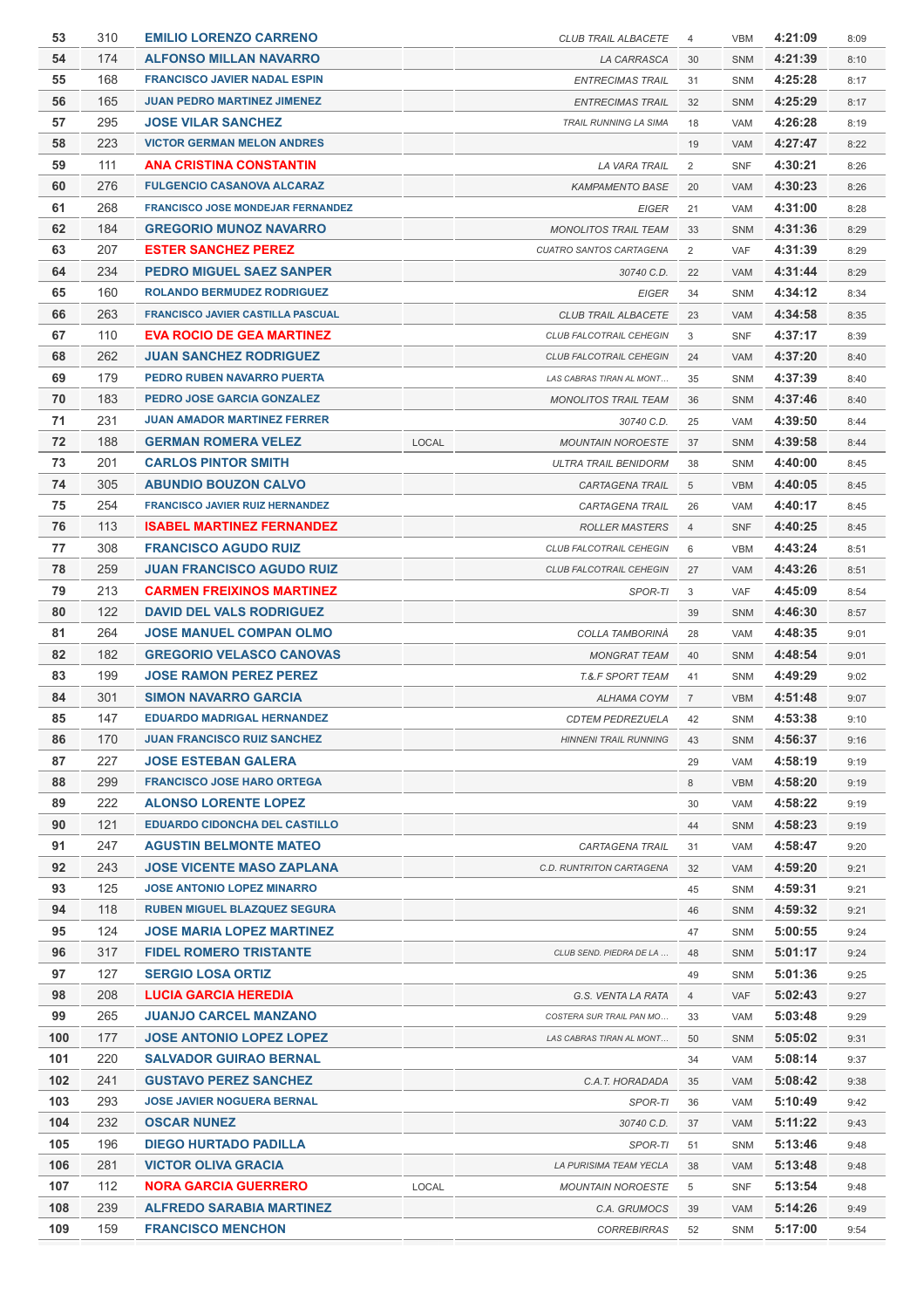| | | | | | | | | |
|---|---|---|---|---|---|---|---|---|
| 53 | 310 | EMILIO LORENZO CARRENO | | CLUB TRAIL ALBACETE | 4 | VBM | 4:21:09 | 8:09 |
| 54 | 174 | ALFONSO MILLAN NAVARRO | | LA CARRASCA | 30 | SNM | 4:21:39 | 8:10 |
| 55 | 168 | FRANCISCO JAVIER NADAL ESPIN | | ENTRECIMAS TRAIL | 31 | SNM | 4:25:28 | 8:17 |
| 56 | 165 | JUAN PEDRO MARTINEZ JIMENEZ | | ENTRECIMAS TRAIL | 32 | SNM | 4:25:29 | 8:17 |
| 57 | 295 | JOSE VILAR SANCHEZ | | TRAIL RUNNING LA SIMA | 18 | VAM | 4:26:28 | 8:19 |
| 58 | 223 | VICTOR GERMAN MELON ANDRES | | | 19 | VAM | 4:27:47 | 8:22 |
| 59 | 111 | ANA CRISTINA CONSTANTIN | | LA VARA TRAIL | 2 | SNF | 4:30:21 | 8:26 |
| 60 | 276 | FULGENCIO CASANOVA ALCARAZ | | KAMPAMENTO BASE | 20 | VAM | 4:30:23 | 8:26 |
| 61 | 268 | FRANCISCO JOSE MONDEJAR FERNANDEZ | | EIGER | 21 | VAM | 4:31:00 | 8:28 |
| 62 | 184 | GREGORIO MUNOZ NAVARRO | | MONOLITOS TRAIL TEAM | 33 | SNM | 4:31:36 | 8:29 |
| 63 | 207 | ESTER SANCHEZ PEREZ | | CUATRO SANTOS CARTAGENA | 2 | VAF | 4:31:39 | 8:29 |
| 64 | 234 | PEDRO MIGUEL SAEZ SANPER | | 30740 C.D. | 22 | VAM | 4:31:44 | 8:29 |
| 65 | 160 | ROLANDO BERMUDEZ RODRIGUEZ | | EIGER | 34 | SNM | 4:34:12 | 8:34 |
| 66 | 263 | FRANCISCO JAVIER CASTILLA PASCUAL | | CLUB TRAIL ALBACETE | 23 | VAM | 4:34:58 | 8:35 |
| 67 | 110 | EVA ROCIO DE GEA MARTINEZ | | CLUB FALCOTRAIL CEHEGIN | 3 | SNF | 4:37:17 | 8:39 |
| 68 | 262 | JUAN SANCHEZ RODRIGUEZ | | CLUB FALCOTRAIL CEHEGIN | 24 | VAM | 4:37:20 | 8:40 |
| 69 | 179 | PEDRO RUBEN NAVARRO PUERTA | | LAS CABRAS TIRAN AL MONT... | 35 | SNM | 4:37:39 | 8:40 |
| 70 | 183 | PEDRO JOSE GARCIA GONZALEZ | | MONOLITOS TRAIL TEAM | 36 | SNM | 4:37:46 | 8:40 |
| 71 | 231 | JUAN AMADOR MARTINEZ FERRER | | 30740 C.D. | 25 | VAM | 4:39:50 | 8:44 |
| 72 | 188 | GERMAN ROMERA VELEZ | LOCAL | MOUNTAIN NOROESTE | 37 | SNM | 4:39:58 | 8:44 |
| 73 | 201 | CARLOS PINTOR SMITH | | ULTRA TRAIL BENIDORM | 38 | SNM | 4:40:00 | 8:45 |
| 74 | 305 | ABUNDIO BOUZON CALVO | | CARTAGENA TRAIL | 5 | VBM | 4:40:05 | 8:45 |
| 75 | 254 | FRANCISCO JAVIER RUIZ HERNANDEZ | | CARTAGENA TRAIL | 26 | VAM | 4:40:17 | 8:45 |
| 76 | 113 | ISABEL MARTINEZ FERNANDEZ | | ROLLER MASTERS | 4 | SNF | 4:40:25 | 8:45 |
| 77 | 308 | FRANCISCO AGUDO RUIZ | | CLUB FALCOTRAIL CEHEGIN | 6 | VBM | 4:43:24 | 8:51 |
| 78 | 259 | JUAN FRANCISCO AGUDO RUIZ | | CLUB FALCOTRAIL CEHEGIN | 27 | VAM | 4:43:26 | 8:51 |
| 79 | 213 | CARMEN FREIXINOS MARTINEZ | | SPOR-TI | 3 | VAF | 4:45:09 | 8:54 |
| 80 | 122 | DAVID DEL VALS RODRIGUEZ | | | 39 | SNM | 4:46:30 | 8:57 |
| 81 | 264 | JOSE MANUEL COMPAN OLMO | | COLLA TAMBORINÁ | 28 | VAM | 4:48:35 | 9:01 |
| 82 | 182 | GREGORIO VELASCO CANOVAS | | MONGRAT TEAM | 40 | SNM | 4:48:54 | 9:01 |
| 83 | 199 | JOSE RAMON PEREZ PEREZ | | T.&.F SPORT TEAM | 41 | SNM | 4:49:29 | 9:02 |
| 84 | 301 | SIMON NAVARRO GARCIA | | ALHAMA COYM | 7 | VBM | 4:51:48 | 9:07 |
| 85 | 147 | EDUARDO MADRIGAL HERNANDEZ | | CDTEM PEDREZUELA | 42 | SNM | 4:53:38 | 9:10 |
| 86 | 170 | JUAN FRANCISCO RUIZ SANCHEZ | | HINNENI TRAIL RUNNING | 43 | SNM | 4:56:37 | 9:16 |
| 87 | 227 | JOSE ESTEBAN GALERA | | | 29 | VAM | 4:58:19 | 9:19 |
| 88 | 299 | FRANCISCO JOSE HARO ORTEGA | | | 8 | VBM | 4:58:20 | 9:19 |
| 89 | 222 | ALONSO LORENTE LOPEZ | | | 30 | VAM | 4:58:22 | 9:19 |
| 90 | 121 | EDUARDO CIDONCHA DEL CASTILLO | | | 44 | SNM | 4:58:23 | 9:19 |
| 91 | 247 | AGUSTIN BELMONTE MATEO | | CARTAGENA TRAIL | 31 | VAM | 4:58:47 | 9:20 |
| 92 | 243 | JOSE VICENTE MASO ZAPLANA | | C.D. RUNTRITON CARTAGENA | 32 | VAM | 4:59:20 | 9:21 |
| 93 | 125 | JOSE ANTONIO LOPEZ MINARRO | | | 45 | SNM | 4:59:31 | 9:21 |
| 94 | 118 | RUBEN MIGUEL BLAZQUEZ SEGURA | | | 46 | SNM | 4:59:32 | 9:21 |
| 95 | 124 | JOSE MARIA LOPEZ MARTINEZ | | | 47 | SNM | 5:00:55 | 9:24 |
| 96 | 317 | FIDEL ROMERO TRISTANTE | | CLUB SEND. PIEDRA DE LA ... | 48 | SNM | 5:01:17 | 9:24 |
| 97 | 127 | SERGIO LOSA ORTIZ | | | 49 | SNM | 5:01:36 | 9:25 |
| 98 | 208 | LUCIA GARCIA HEREDIA | | G.S. VENTA LA RATA | 4 | VAF | 5:02:43 | 9:27 |
| 99 | 265 | JUANJO CARCEL MANZANO | | COSTERA SUR TRAIL PAN MO... | 33 | VAM | 5:03:48 | 9:29 |
| 100 | 177 | JOSE ANTONIO LOPEZ LOPEZ | | LAS CABRAS TIRAN AL MONT... | 50 | SNM | 5:05:02 | 9:31 |
| 101 | 220 | SALVADOR GUIRAO BERNAL | | | 34 | VAM | 5:08:14 | 9:37 |
| 102 | 241 | GUSTAVO PEREZ SANCHEZ | | C.A.T. HORADADA | 35 | VAM | 5:08:42 | 9:38 |
| 103 | 293 | JOSE JAVIER NOGUERA BERNAL | | SPOR-TI | 36 | VAM | 5:10:49 | 9:42 |
| 104 | 232 | OSCAR NUNEZ | | 30740 C.D. | 37 | VAM | 5:11:22 | 9:43 |
| 105 | 196 | DIEGO HURTADO PADILLA | | SPOR-TI | 51 | SNM | 5:13:46 | 9:48 |
| 106 | 281 | VICTOR OLIVA GRACIA | | LA PURISIMA TEAM YECLA | 38 | VAM | 5:13:48 | 9:48 |
| 107 | 112 | NORA GARCIA GUERRERO | LOCAL | MOUNTAIN NOROESTE | 5 | SNF | 5:13:54 | 9:48 |
| 108 | 239 | ALFREDO SARABIA MARTINEZ | | C.A. GRUMOCS | 39 | VAM | 5:14:26 | 9:49 |
| 109 | 159 | FRANCISCO MENCHON | | CORREBIRRAS | 52 | SNM | 5:17:00 | 9:54 |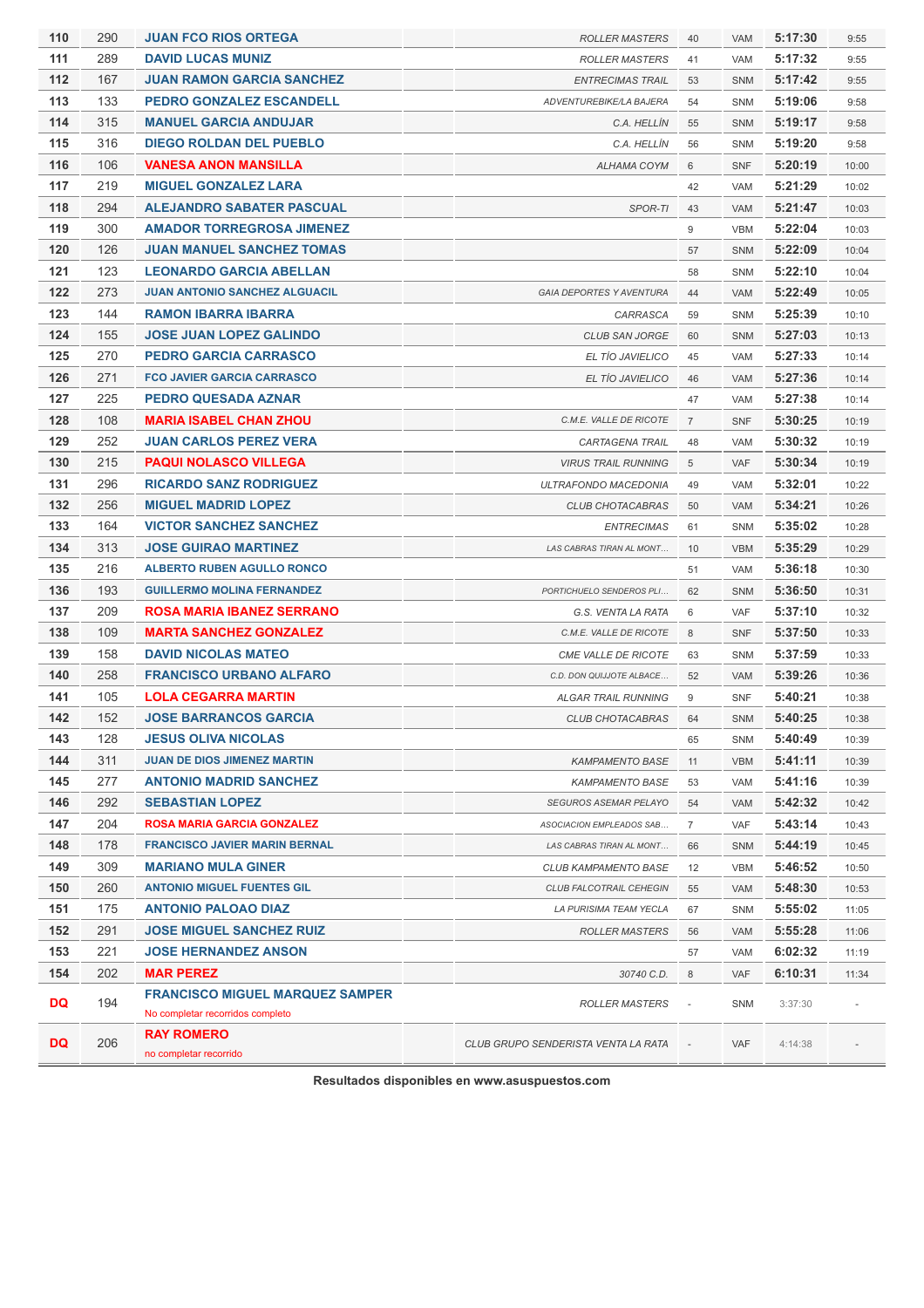| | | | | | | | | |
|---|---|---|---|---|---|---|---|---|
| 110 | 290 | JUAN FCO RIOS ORTEGA | | ROLLER MASTERS | 40 | VAM | 5:17:30 | 9:55 |
| 111 | 289 | DAVID LUCAS MUNIZ | | ROLLER MASTERS | 41 | VAM | 5:17:32 | 9:55 |
| 112 | 167 | JUAN RAMON GARCIA SANCHEZ | | ENTRECIMAS TRAIL | 53 | SNM | 5:17:42 | 9:55 |
| 113 | 133 | PEDRO GONZALEZ ESCANDELL | | ADVENTUREBIKE/LA BAJERA | 54 | SNM | 5:19:06 | 9:58 |
| 114 | 315 | MANUEL GARCIA ANDUJAR | | C.A. HELLÍN | 55 | SNM | 5:19:17 | 9:58 |
| 115 | 316 | DIEGO ROLDAN DEL PUEBLO | | C.A. HELLÍN | 56 | SNM | 5:19:20 | 9:58 |
| 116 | 106 | VANESA ANON MANSILLA | | ALHAMA COYM | 6 | SNF | 5:20:19 | 10:00 |
| 117 | 219 | MIGUEL GONZALEZ LARA | | | 42 | VAM | 5:21:29 | 10:02 |
| 118 | 294 | ALEJANDRO SABATER PASCUAL | | SPOR-TI | 43 | VAM | 5:21:47 | 10:03 |
| 119 | 300 | AMADOR TORREGROSA JIMENEZ | | | 9 | VBM | 5:22:04 | 10:03 |
| 120 | 126 | JUAN MANUEL SANCHEZ TOMAS | | | 57 | SNM | 5:22:09 | 10:04 |
| 121 | 123 | LEONARDO GARCIA ABELLAN | | | 58 | SNM | 5:22:10 | 10:04 |
| 122 | 273 | JUAN ANTONIO SANCHEZ ALGUACIL | | GAIA DEPORTES Y AVENTURA | 44 | VAM | 5:22:49 | 10:05 |
| 123 | 144 | RAMON IBARRA IBARRA | | CARRASCA | 59 | SNM | 5:25:39 | 10:10 |
| 124 | 155 | JOSE JUAN LOPEZ GALINDO | | CLUB SAN JORGE | 60 | SNM | 5:27:03 | 10:13 |
| 125 | 270 | PEDRO GARCIA CARRASCO | | EL TÍO JAVIELICO | 45 | VAM | 5:27:33 | 10:14 |
| 126 | 271 | FCO JAVIER GARCIA CARRASCO | | EL TÍO JAVIELICO | 46 | VAM | 5:27:36 | 10:14 |
| 127 | 225 | PEDRO QUESADA AZNAR | | | 47 | VAM | 5:27:38 | 10:14 |
| 128 | 108 | MARIA ISABEL CHAN ZHOU | | C.M.E. VALLE DE RICOTE | 7 | SNF | 5:30:25 | 10:19 |
| 129 | 252 | JUAN CARLOS PEREZ VERA | | CARTAGENA TRAIL | 48 | VAM | 5:30:32 | 10:19 |
| 130 | 215 | PAQUI NOLASCO VILLEGA | | VIRUS TRAIL RUNNING | 5 | VAF | 5:30:34 | 10:19 |
| 131 | 296 | RICARDO SANZ RODRIGUEZ | | ULTRAFONDO MACEDONIA | 49 | VAM | 5:32:01 | 10:22 |
| 132 | 256 | MIGUEL MADRID LOPEZ | | CLUB CHOTACABRAS | 50 | VAM | 5:34:21 | 10:26 |
| 133 | 164 | VICTOR SANCHEZ SANCHEZ | | ENTRECIMAS | 61 | SNM | 5:35:02 | 10:28 |
| 134 | 313 | JOSE GUIRAO MARTINEZ | | LAS CABRAS TIRAN AL MONT... | 10 | VBM | 5:35:29 | 10:29 |
| 135 | 216 | ALBERTO RUBEN AGULLO RONCO | | | 51 | VAM | 5:36:18 | 10:30 |
| 136 | 193 | GUILLERMO MOLINA FERNANDEZ | | PORTICHUELO SENDEROS PLI... | 62 | SNM | 5:36:50 | 10:31 |
| 137 | 209 | ROSA MARIA IBANEZ SERRANO | | G.S. VENTA LA RATA | 6 | VAF | 5:37:10 | 10:32 |
| 138 | 109 | MARTA SANCHEZ GONZALEZ | | C.M.E. VALLE DE RICOTE | 8 | SNF | 5:37:50 | 10:33 |
| 139 | 158 | DAVID NICOLAS MATEO | | CME VALLE DE RICOTE | 63 | SNM | 5:37:59 | 10:33 |
| 140 | 258 | FRANCISCO URBANO ALFARO | | C.D. DON QUIJOTE ALBACE... | 52 | VAM | 5:39:26 | 10:36 |
| 141 | 105 | LOLA CEGARRA MARTIN | | ALGAR TRAIL RUNNING | 9 | SNF | 5:40:21 | 10:38 |
| 142 | 152 | JOSE BARRANCOS GARCIA | | CLUB CHOTACABRAS | 64 | SNM | 5:40:25 | 10:38 |
| 143 | 128 | JESUS OLIVA NICOLAS | | | 65 | SNM | 5:40:49 | 10:39 |
| 144 | 311 | JUAN DE DIOS JIMENEZ MARTIN | | KAMPAMENTO BASE | 11 | VBM | 5:41:11 | 10:39 |
| 145 | 277 | ANTONIO MADRID SANCHEZ | | KAMPAMENTO BASE | 53 | VAM | 5:41:16 | 10:39 |
| 146 | 292 | SEBASTIAN LOPEZ | | SEGUROS ASEMAR PELAYO | 54 | VAM | 5:42:32 | 10:42 |
| 147 | 204 | ROSA MARIA GARCIA GONZALEZ | | ASOCIACION EMPLEADOS SAB... | 7 | VAF | 5:43:14 | 10:43 |
| 148 | 178 | FRANCISCO JAVIER MARIN BERNAL | | LAS CABRAS TIRAN AL MONT... | 66 | SNM | 5:44:19 | 10:45 |
| 149 | 309 | MARIANO MULA GINER | | CLUB KAMPAMENTO BASE | 12 | VBM | 5:46:52 | 10:50 |
| 150 | 260 | ANTONIO MIGUEL FUENTES GIL | | CLUB FALCOTRAIL CEHEGIN | 55 | VAM | 5:48:30 | 10:53 |
| 151 | 175 | ANTONIO PALOAO DIAZ | | LA PURISIMA TEAM YECLA | 67 | SNM | 5:55:02 | 11:05 |
| 152 | 291 | JOSE MIGUEL SANCHEZ RUIZ | | ROLLER MASTERS | 56 | VAM | 5:55:28 | 11:06 |
| 153 | 221 | JOSE HERNANDEZ ANSON | | | 57 | VAM | 6:02:32 | 11:19 |
| 154 | 202 | MAR PEREZ | | 30740 C.D. | 8 | VAF | 6:10:31 | 11:34 |
| DQ | 194 | FRANCISCO MIGUEL MARQUEZ SAMPER<br>No completar recorridos completo | | ROLLER MASTERS | - | SNM | 3:37:30 | - |
| DQ | 206 | RAY ROMERO<br>no completar recorrido | | CLUB GRUPO SENDERISTA VENTA LA RATA | - | VAF | 4:14:38 | - |

**Resultados disponibles en www.asuspuestos.com**